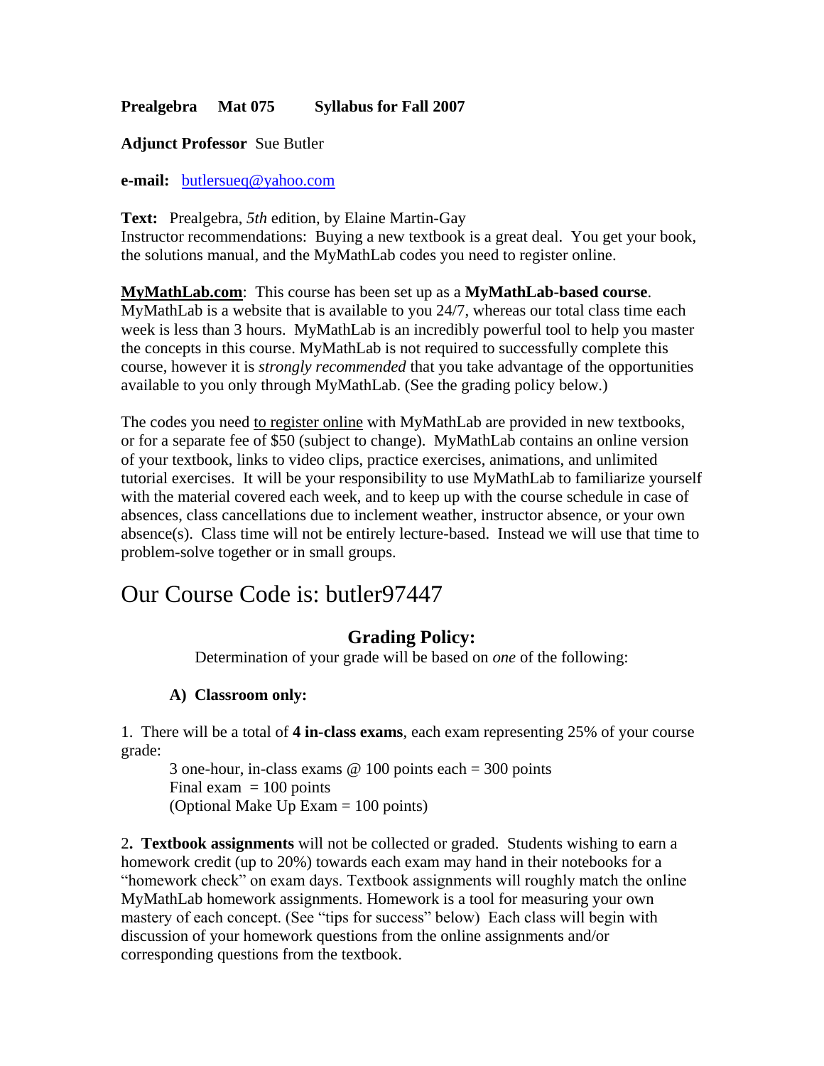**Prealgebra Mat 075 Syllabus for Fall 2007**

**Adjunct Professor** Sue Butler

**e-mail:** butlersueq@yahoo.com

**Text:** Prealgebra, *5th* edition, by Elaine Martin-Gay
Instructor recommendations: Buying a new textbook is a great deal. You get your book, the solutions manual, and the MyMathLab codes you need to register online.

**MyMathLab.com**: This course has been set up as a **MyMathLab-based course**. MyMathLab is a website that is available to you 24/7, whereas our total class time each week is less than 3 hours. MyMathLab is an incredibly powerful tool to help you master the concepts in this course. MyMathLab is not required to successfully complete this course, however it is *strongly recommended* that you take advantage of the opportunities available to you only through MyMathLab. (See the grading policy below.)

The codes you need to register online with MyMathLab are provided in new textbooks, or for a separate fee of $50 (subject to change). MyMathLab contains an online version of your textbook, links to video clips, practice exercises, animations, and unlimited tutorial exercises. It will be your responsibility to use MyMathLab to familiarize yourself with the material covered each week, and to keep up with the course schedule in case of absences, class cancellations due to inclement weather, instructor absence, or your own absence(s). Class time will not be entirely lecture-based. Instead we will use that time to problem-solve together or in small groups.

# Our Course Code is: butler97447

## Grading Policy:

Determination of your grade will be based on *one* of the following:

**A) Classroom only:**

1. There will be a total of **4 in-class exams**, each exam representing 25% of your course grade:

3 one-hour, in-class exams @ 100 points each = 300 points
Final exam = 100 points
(Optional Make Up Exam = 100 points)

2**. Textbook assignments** will not be collected or graded. Students wishing to earn a homework credit (up to 20%) towards each exam may hand in their notebooks for a "homework check" on exam days. Textbook assignments will roughly match the online MyMathLab homework assignments. Homework is a tool for measuring your own mastery of each concept. (See "tips for success" below) Each class will begin with discussion of your homework questions from the online assignments and/or corresponding questions from the textbook.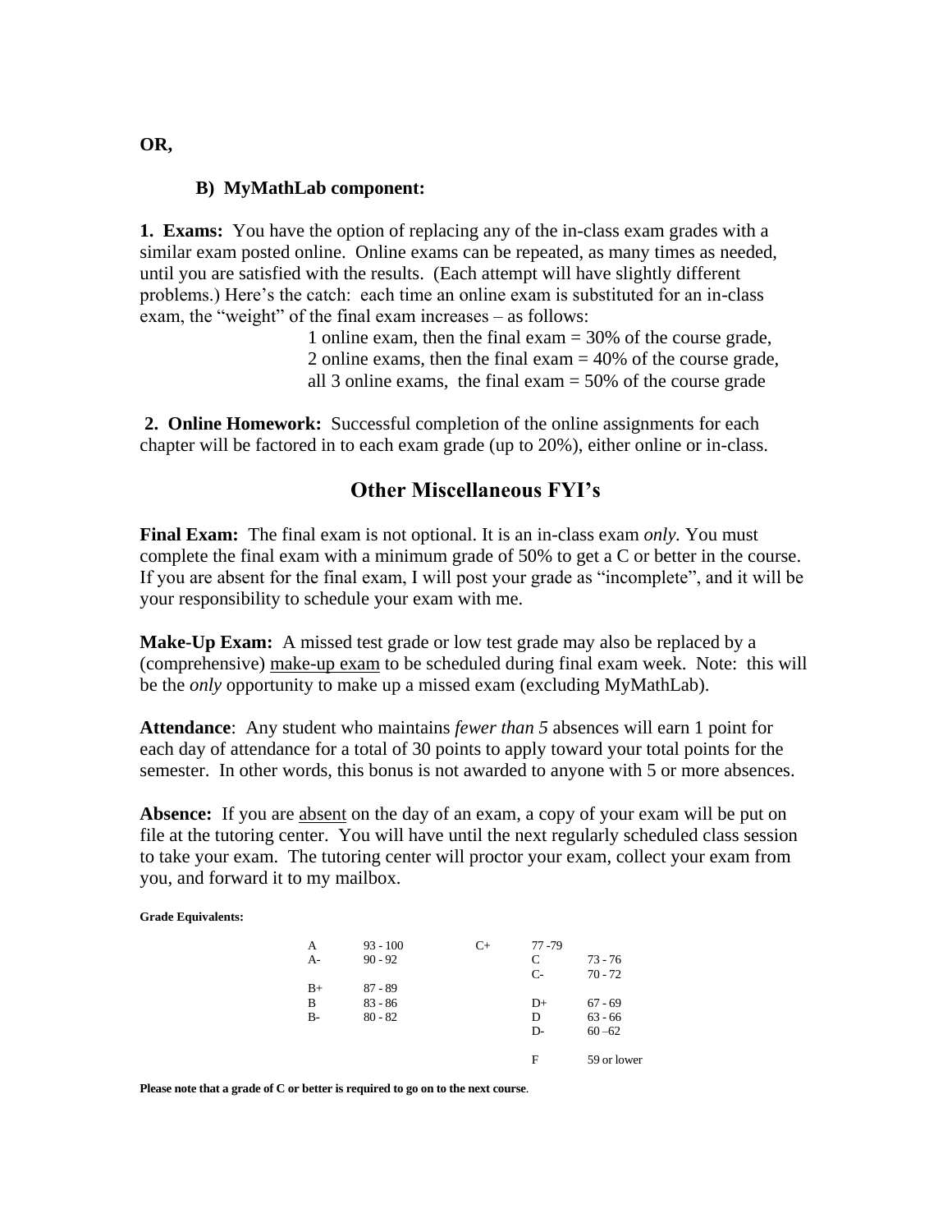**OR,**

**B) MyMathLab component:**

**1. Exams:** You have the option of replacing any of the in-class exam grades with a similar exam posted online. Online exams can be repeated, as many times as needed, until you are satisfied with the results. (Each attempt will have slightly different problems.) Here's the catch: each time an online exam is substituted for an in-class exam, the "weight" of the final exam increases – as follows:

1 online exam, then the final exam = 30% of the course grade,
2 online exams, then the final exam = 40% of the course grade,
all 3 online exams, the final exam = 50% of the course grade

**2. Online Homework:** Successful completion of the online assignments for each chapter will be factored in to each exam grade (up to 20%), either online or in-class.

## Other Miscellaneous FYI's

**Final Exam:** The final exam is not optional. It is an in-class exam *only.* You must complete the final exam with a minimum grade of 50% to get a C or better in the course. If you are absent for the final exam, I will post your grade as "incomplete", and it will be your responsibility to schedule your exam with me.

**Make-Up Exam:** A missed test grade or low test grade may also be replaced by a (comprehensive) make-up exam to be scheduled during final exam week. Note: this will be the *only* opportunity to make up a missed exam (excluding MyMathLab).

**Attendance**: Any student who maintains *fewer than 5* absences will earn 1 point for each day of attendance for a total of 30 points to apply toward your total points for the semester. In other words, this bonus is not awarded to anyone with 5 or more absences.

**Absence:** If you are absent on the day of an exam, a copy of your exam will be put on file at the tutoring center. You will have until the next regularly scheduled class session to take your exam. The tutoring center will proctor your exam, collect your exam from you, and forward it to my mailbox.

**Grade Equivalents:**

| Grade | Range | Grade | Range |
|---|---|---|---|
| A | 93 - 100 | C+ | 77 -79 |
| A- | 90 - 92 | C | 73 - 76 |
| | | C- | 70 - 72 |
| B+ | 87 - 89 | | |
| B | 83 - 86 | D+ | 67 - 69 |
| B- | 80 - 82 | D | 63 - 66 |
| | | D- | 60 –62 |
| | | F | 59 or lower |

**Please note that a grade of C or better is required to go on to the next course**.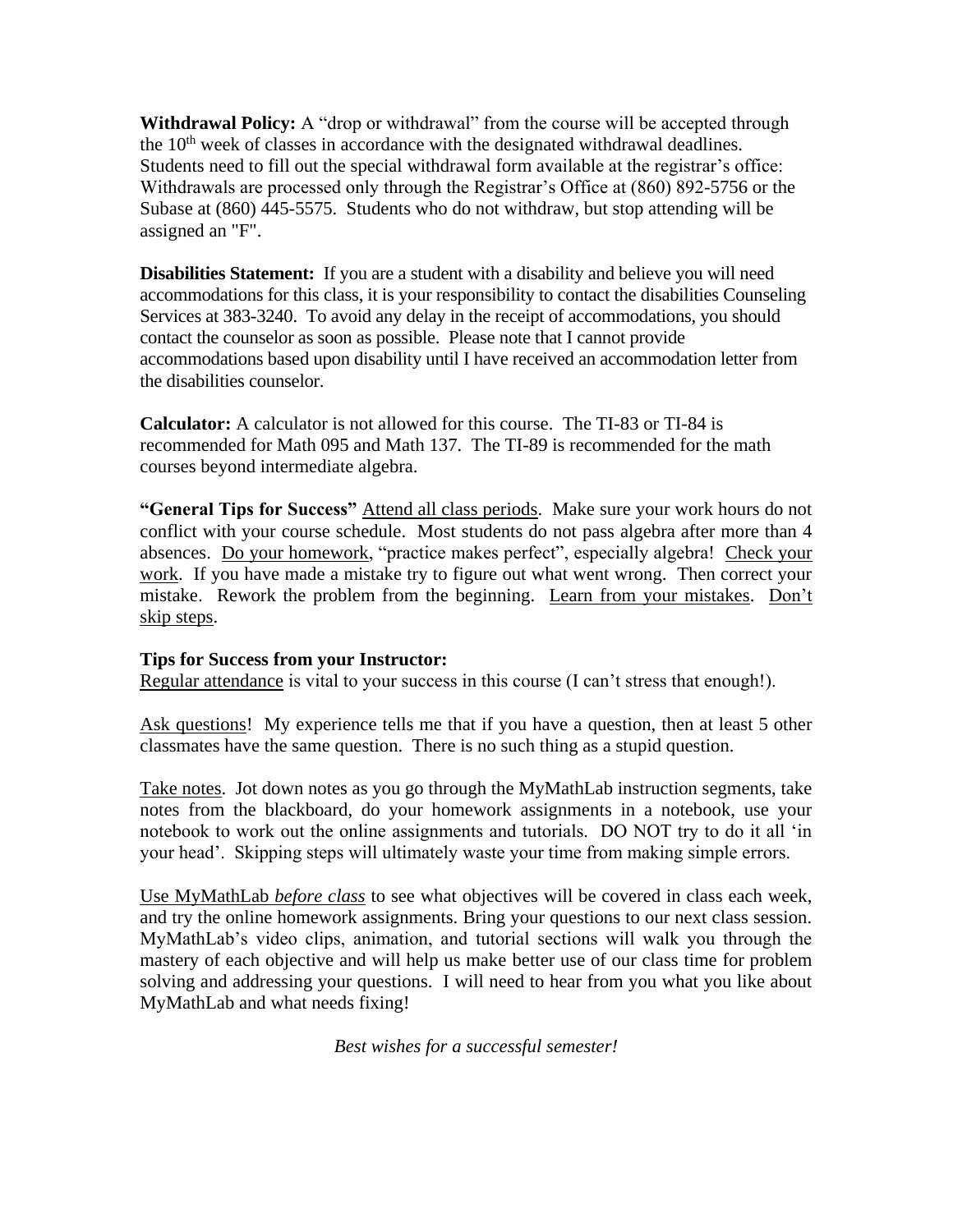**Withdrawal Policy:** A "drop or withdrawal" from the course will be accepted through the 10th week of classes in accordance with the designated withdrawal deadlines. Students need to fill out the special withdrawal form available at the registrar's office: Withdrawals are processed only through the Registrar's Office at (860) 892-5756 or the Subase at (860) 445-5575. Students who do not withdraw, but stop attending will be assigned an "F".

**Disabilities Statement:** If you are a student with a disability and believe you will need accommodations for this class, it is your responsibility to contact the disabilities Counseling Services at 383-3240. To avoid any delay in the receipt of accommodations, you should contact the counselor as soon as possible. Please note that I cannot provide accommodations based upon disability until I have received an accommodation letter from the disabilities counselor.

**Calculator:** A calculator is not allowed for this course. The TI-83 or TI-84 is recommended for Math 095 and Math 137. The TI-89 is recommended for the math courses beyond intermediate algebra.

**"General Tips for Success"** Attend all class periods. Make sure your work hours do not conflict with your course schedule. Most students do not pass algebra after more than 4 absences. Do your homework, "practice makes perfect", especially algebra! Check your work. If you have made a mistake try to figure out what went wrong. Then correct your mistake. Rework the problem from the beginning. Learn from your mistakes. Don't skip steps.

**Tips for Success from your Instructor:**

Regular attendance is vital to your success in this course (I can't stress that enough!).

Ask questions! My experience tells me that if you have a question, then at least 5 other classmates have the same question. There is no such thing as a stupid question.

Take notes. Jot down notes as you go through the MyMathLab instruction segments, take notes from the blackboard, do your homework assignments in a notebook, use your notebook to work out the online assignments and tutorials. DO NOT try to do it all 'in your head'. Skipping steps will ultimately waste your time from making simple errors.

Use MyMathLab *before class* to see what objectives will be covered in class each week, and try the online homework assignments. Bring your questions to our next class session. MyMathLab's video clips, animation, and tutorial sections will walk you through the mastery of each objective and will help us make better use of our class time for problem solving and addressing your questions. I will need to hear from you what you like about MyMathLab and what needs fixing!

*Best wishes for a successful semester!*